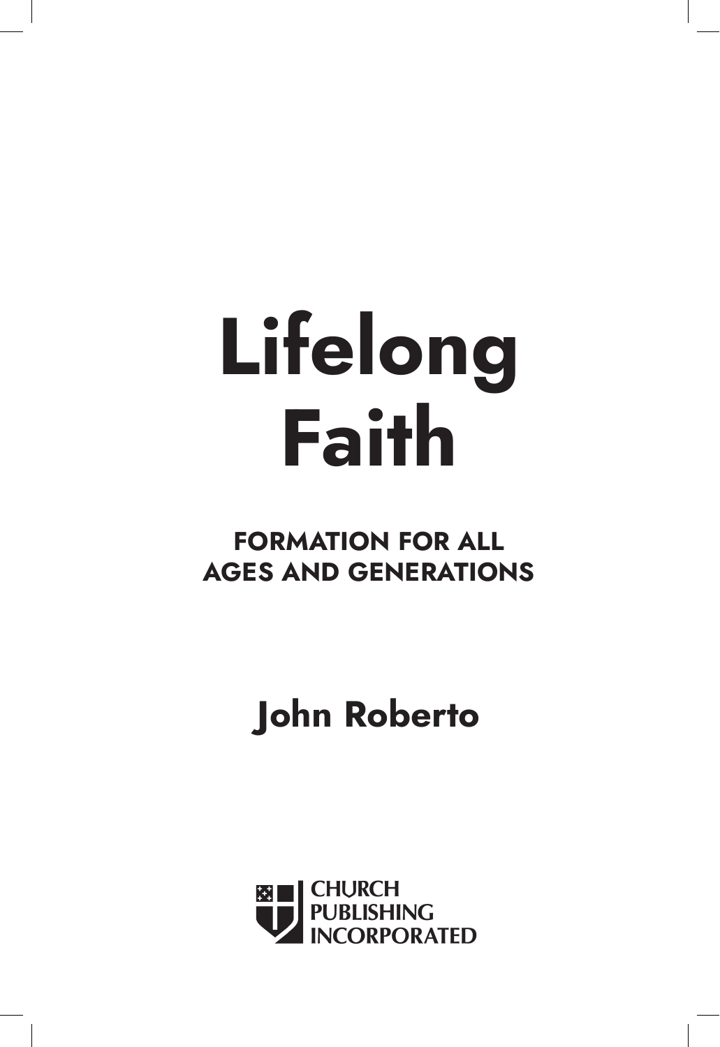# Lifelong Faith

## FORMATION FOR ALL AGES AND GENERATIONS

**John Roberto**

CHURCH PUBLISHING INCORPORATED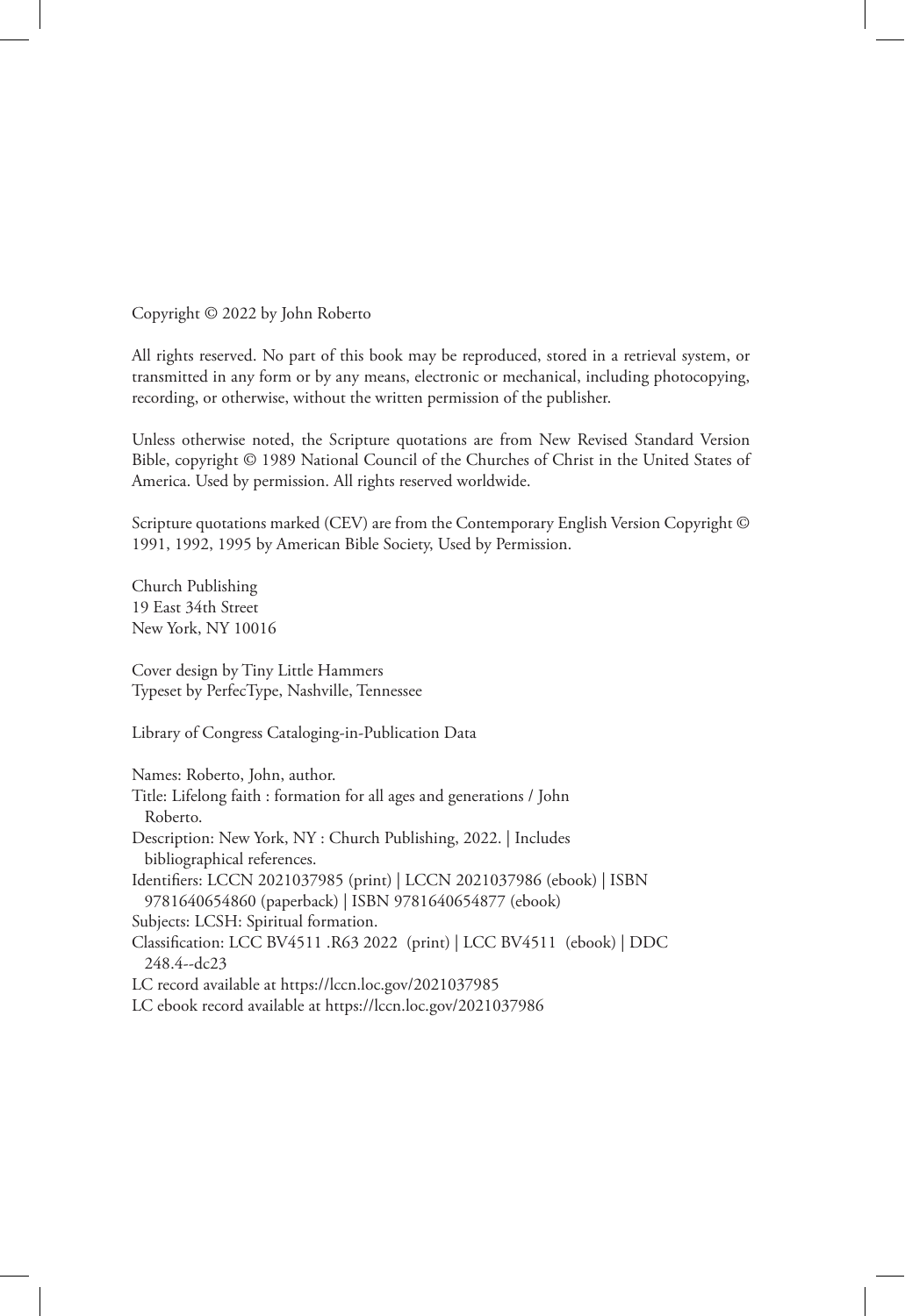Copyright © 2022 by John Roberto

All rights reserved. No part of this book may be reproduced, stored in a retrieval system, or transmitted in any form or by any means, electronic or mechanical, including photocopying, recording, or otherwise, without the written permission of the publisher.

Unless otherwise noted, the Scripture quotations are from New Revised Standard Version Bible, copyright © 1989 National Council of the Churches of Christ in the United States of America. Used by permission. All rights reserved worldwide.

Scripture quotations marked (CEV) are from the Contemporary English Version Copyright © 1991, 1992, 1995 by American Bible Society, Used by Permission.

Church Publishing
19 East 34th Street
New York, NY 10016

Cover design by Tiny Little Hammers
Typeset by PerfecType, Nashville, Tennessee

Library of Congress Cataloging-in-Publication Data

Names: Roberto, John, author.
Title: Lifelong faith : formation for all ages and generations / John Roberto.
Description: New York, NY : Church Publishing, 2022. | Includes bibliographical references.
Identifiers: LCCN 2021037985 (print) | LCCN 2021037986 (ebook) | ISBN 9781640654860 (paperback) | ISBN 9781640654877 (ebook)
Subjects: LCSH: Spiritual formation.
Classification: LCC BV4511 .R63 2022 (print) | LCC BV4511 (ebook) | DDC 248.4--dc23
LC record available at https://lccn.loc.gov/2021037985
LC ebook record available at https://lccn.loc.gov/2021037986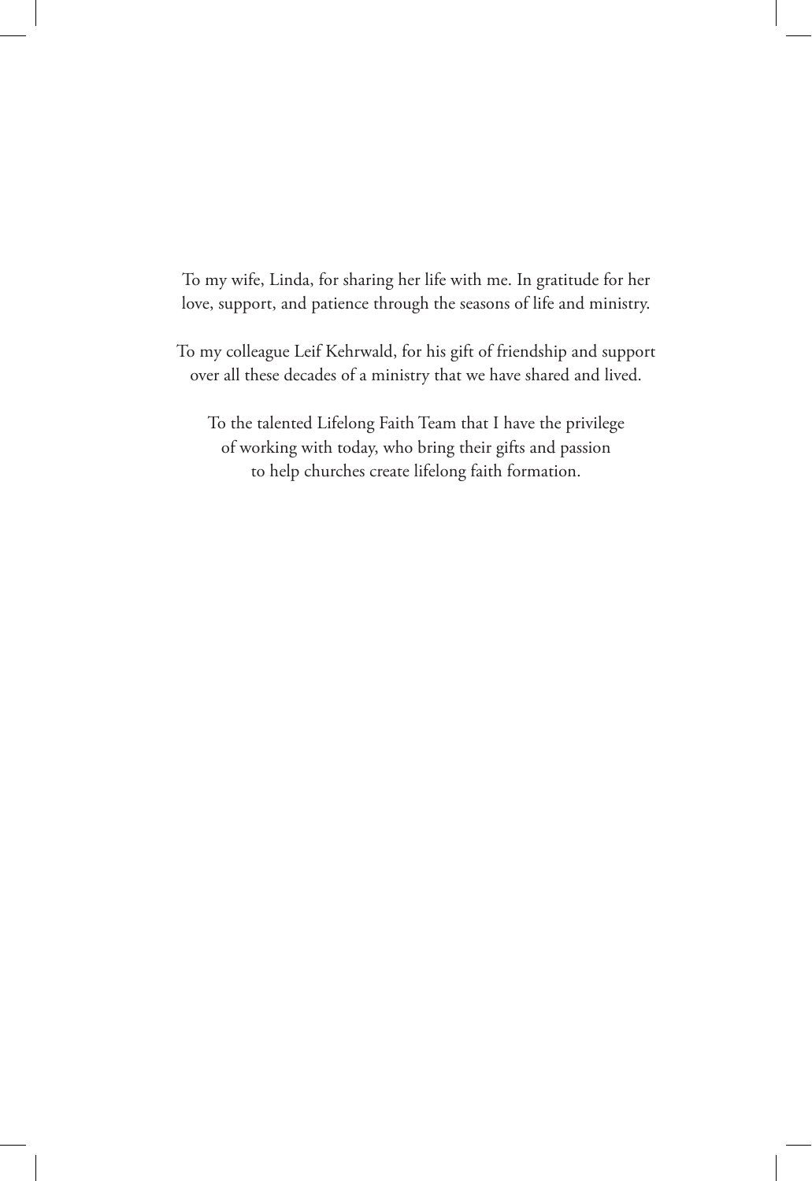To my wife, Linda, for sharing her life with me. In gratitude for her love, support, and patience through the seasons of life and ministry.

To my colleague Leif Kehrwald, for his gift of friendship and support over all these decades of a ministry that we have shared and lived.

To the talented Lifelong Faith Team that I have the privilege of working with today, who bring their gifts and passion to help churches create lifelong faith formation.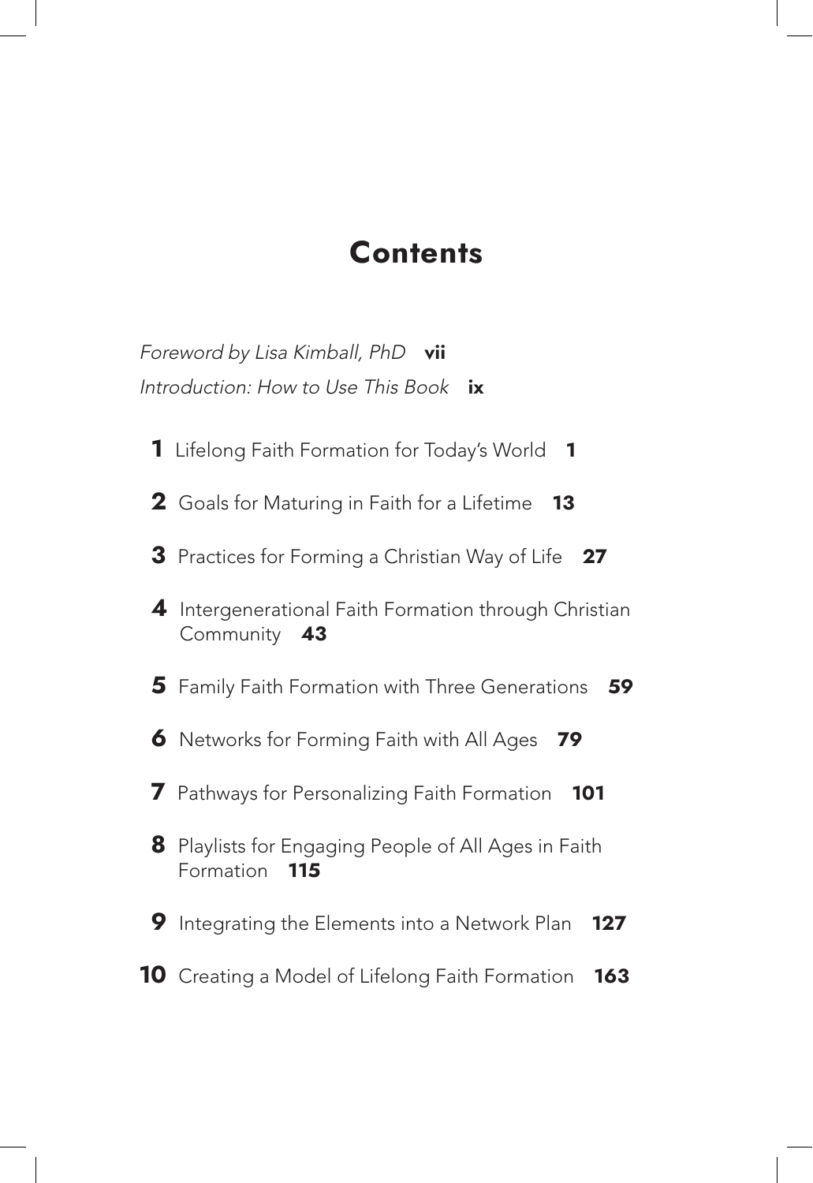# Contents

*Foreword by Lisa Kimball, PhD* **vii**

*Introduction: How to Use This Book* **ix**

**1** Lifelong Faith Formation for Today's World **1**

**2** Goals for Maturing in Faith for a Lifetime **13**

**3** Practices for Forming a Christian Way of Life **27**

**4** Intergenerational Faith Formation through Christian Community **43**

**5** Family Faith Formation with Three Generations **59**

**6** Networks for Forming Faith with All Ages **79**

**7** Pathways for Personalizing Faith Formation **101**

**8** Playlists for Engaging People of All Ages in Faith Formation **115**

**9** Integrating the Elements into a Network Plan **127**

**10** Creating a Model of Lifelong Faith Formation **163**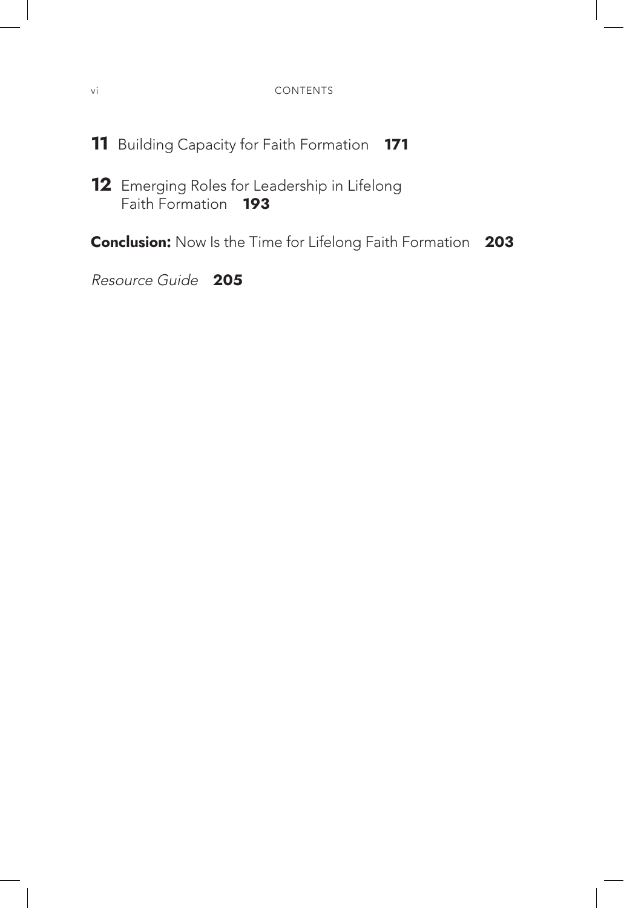**11** Building Capacity for Faith Formation **171**

**12** Emerging Roles for Leadership in Lifelong Faith Formation **193**

**Conclusion:** Now Is the Time for Lifelong Faith Formation **203**

*Resource Guide* **205**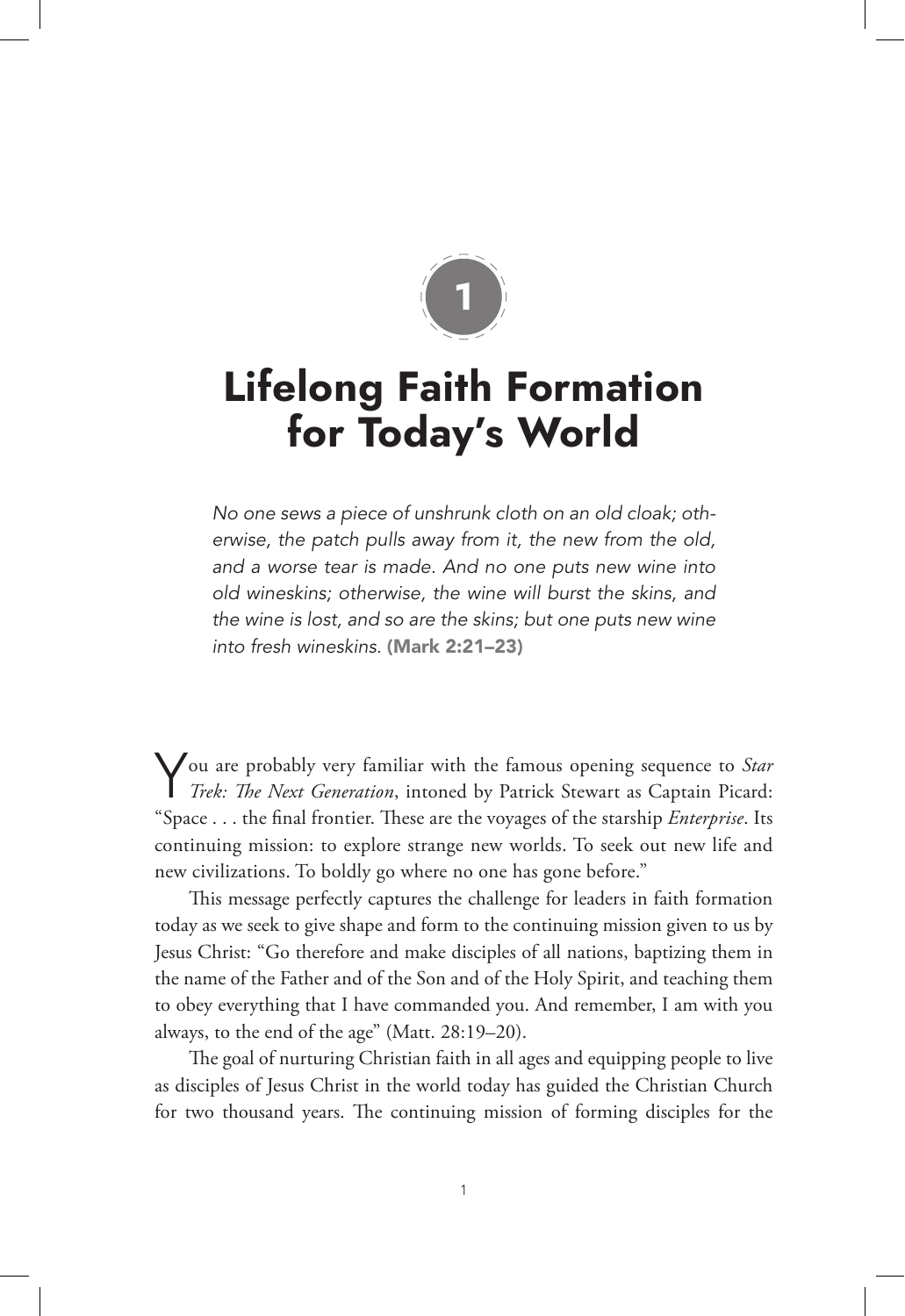# 1

# Lifelong Faith Formation for Today's World

*No one sews a piece of unshrunk cloth on an old cloak; otherwise, the patch pulls away from it, the new from the old, and a worse tear is made. And no one puts new wine into old wineskins; otherwise, the wine will burst the skins, and the wine is lost, and so are the skins; but one puts new wine into fresh wineskins.* **(Mark 2:21–23)**

You are probably very familiar with the famous opening sequence to *Star Trek: The Next Generation*, intoned by Patrick Stewart as Captain Picard: "Space . . . the final frontier. These are the voyages of the starship *Enterprise*. Its continuing mission: to explore strange new worlds. To seek out new life and new civilizations. To boldly go where no one has gone before."

This message perfectly captures the challenge for leaders in faith formation today as we seek to give shape and form to the continuing mission given to us by Jesus Christ: "Go therefore and make disciples of all nations, baptizing them in the name of the Father and of the Son and of the Holy Spirit, and teaching them to obey everything that I have commanded you. And remember, I am with you always, to the end of the age" (Matt. 28:19–20).

The goal of nurturing Christian faith in all ages and equipping people to live as disciples of Jesus Christ in the world today has guided the Christian Church for two thousand years. The continuing mission of forming disciples for the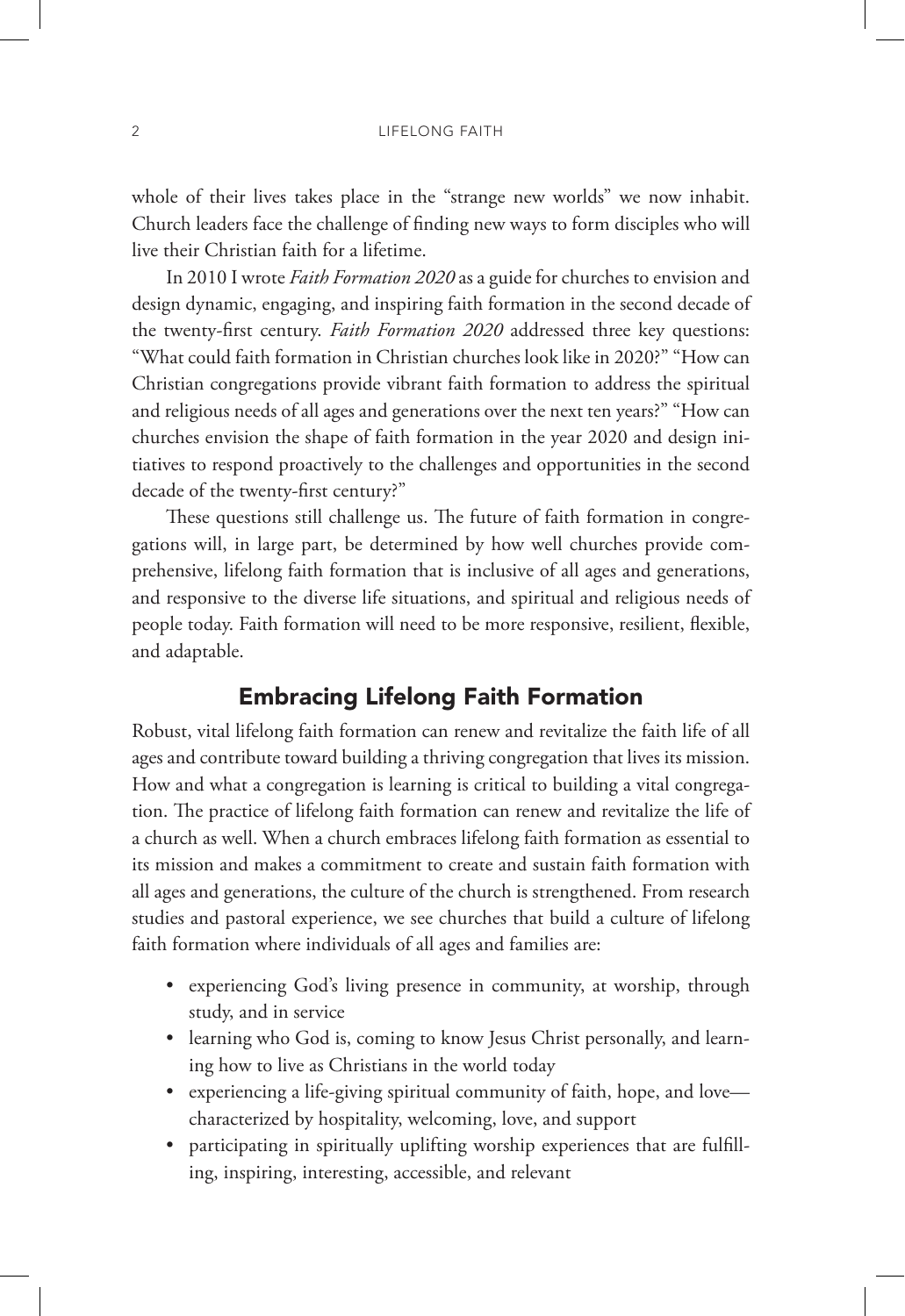whole of their lives takes place in the "strange new worlds" we now inhabit. Church leaders face the challenge of finding new ways to form disciples who will live their Christian faith for a lifetime.

In 2010 I wrote *Faith Formation 2020* as a guide for churches to envision and design dynamic, engaging, and inspiring faith formation in the second decade of the twenty-first century. *Faith Formation 2020* addressed three key questions: "What could faith formation in Christian churches look like in 2020?" "How can Christian congregations provide vibrant faith formation to address the spiritual and religious needs of all ages and generations over the next ten years?" "How can churches envision the shape of faith formation in the year 2020 and design initiatives to respond proactively to the challenges and opportunities in the second decade of the twenty-first century?"

These questions still challenge us. The future of faith formation in congregations will, in large part, be determined by how well churches provide comprehensive, lifelong faith formation that is inclusive of all ages and generations, and responsive to the diverse life situations, and spiritual and religious needs of people today. Faith formation will need to be more responsive, resilient, flexible, and adaptable.

## Embracing Lifelong Faith Formation

Robust, vital lifelong faith formation can renew and revitalize the faith life of all ages and contribute toward building a thriving congregation that lives its mission. How and what a congregation is learning is critical to building a vital congregation. The practice of lifelong faith formation can renew and revitalize the life of a church as well. When a church embraces lifelong faith formation as essential to its mission and makes a commitment to create and sustain faith formation with all ages and generations, the culture of the church is strengthened. From research studies and pastoral experience, we see churches that build a culture of lifelong faith formation where individuals of all ages and families are:

- experiencing God's living presence in community, at worship, through study, and in service
- learning who God is, coming to know Jesus Christ personally, and learning how to live as Christians in the world today
- experiencing a life-giving spiritual community of faith, hope, and love—characterized by hospitality, welcoming, love, and support
- participating in spiritually uplifting worship experiences that are fulfilling, inspiring, interesting, accessible, and relevant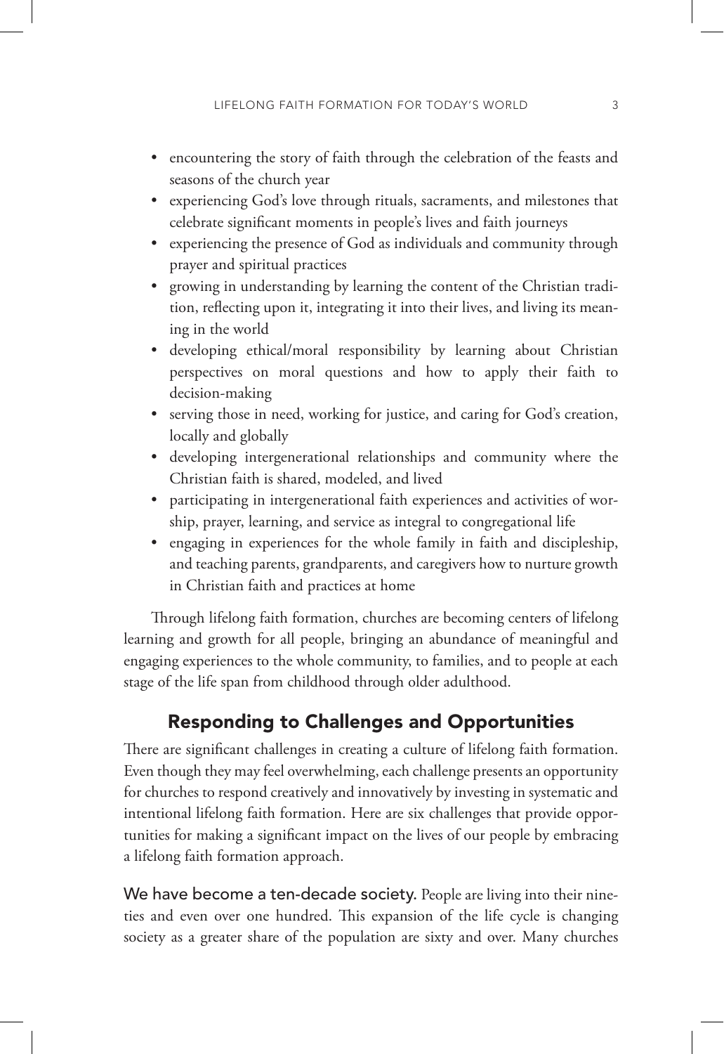- encountering the story of faith through the celebration of the feasts and seasons of the church year
- experiencing God's love through rituals, sacraments, and milestones that celebrate significant moments in people's lives and faith journeys
- experiencing the presence of God as individuals and community through prayer and spiritual practices
- growing in understanding by learning the content of the Christian tradition, reflecting upon it, integrating it into their lives, and living its meaning in the world
- developing ethical/moral responsibility by learning about Christian perspectives on moral questions and how to apply their faith to decision-making
- serving those in need, working for justice, and caring for God's creation, locally and globally
- developing intergenerational relationships and community where the Christian faith is shared, modeled, and lived
- participating in intergenerational faith experiences and activities of worship, prayer, learning, and service as integral to congregational life
- engaging in experiences for the whole family in faith and discipleship, and teaching parents, grandparents, and caregivers how to nurture growth in Christian faith and practices at home

Through lifelong faith formation, churches are becoming centers of lifelong learning and growth for all people, bringing an abundance of meaningful and engaging experiences to the whole community, to families, and to people at each stage of the life span from childhood through older adulthood.

## Responding to Challenges and Opportunities

There are significant challenges in creating a culture of lifelong faith formation. Even though they may feel overwhelming, each challenge presents an opportunity for churches to respond creatively and innovatively by investing in systematic and intentional lifelong faith formation. Here are six challenges that provide opportunities for making a significant impact on the lives of our people by embracing a lifelong faith formation approach.

**We have become a ten-decade society.** People are living into their nineties and even over one hundred. This expansion of the life cycle is changing society as a greater share of the population are sixty and over. Many churches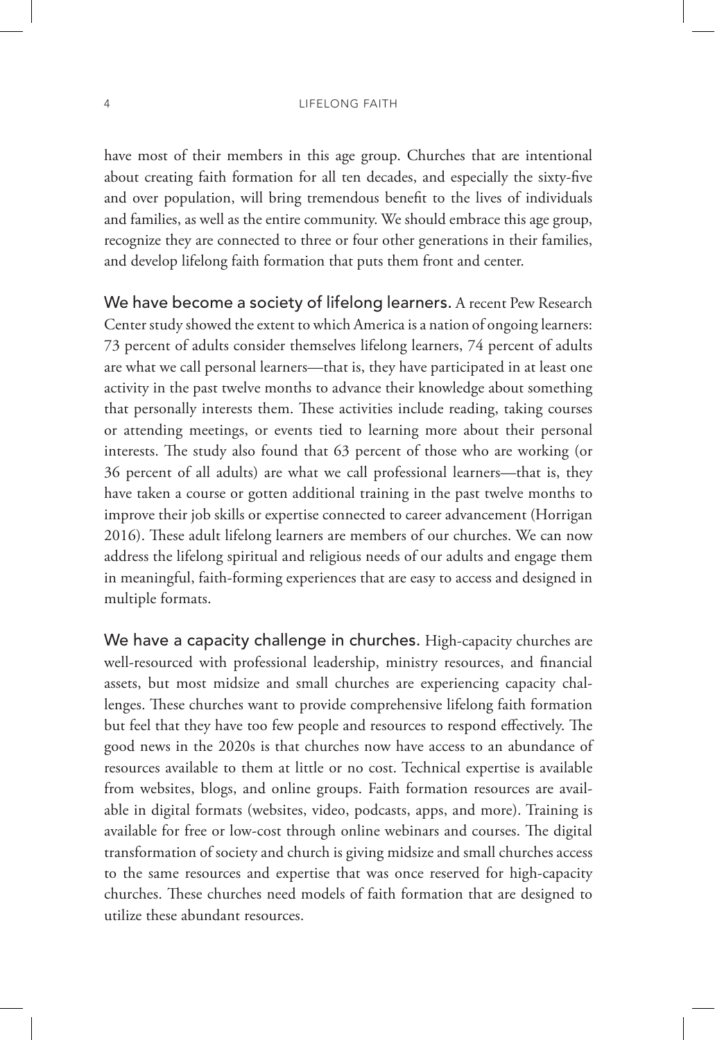have most of their members in this age group. Churches that are intentional about creating faith formation for all ten decades, and especially the sixty-five and over population, will bring tremendous benefit to the lives of individuals and families, as well as the entire community. We should embrace this age group, recognize they are connected to three or four other generations in their families, and develop lifelong faith formation that puts them front and center.

**We have become a society of lifelong learners.** A recent Pew Research Center study showed the extent to which America is a nation of ongoing learners: 73 percent of adults consider themselves lifelong learners, 74 percent of adults are what we call personal learners—that is, they have participated in at least one activity in the past twelve months to advance their knowledge about something that personally interests them. These activities include reading, taking courses or attending meetings, or events tied to learning more about their personal interests. The study also found that 63 percent of those who are working (or 36 percent of all adults) are what we call professional learners—that is, they have taken a course or gotten additional training in the past twelve months to improve their job skills or expertise connected to career advancement (Horrigan 2016). These adult lifelong learners are members of our churches. We can now address the lifelong spiritual and religious needs of our adults and engage them in meaningful, faith-forming experiences that are easy to access and designed in multiple formats.

**We have a capacity challenge in churches.** High-capacity churches are well-resourced with professional leadership, ministry resources, and financial assets, but most midsize and small churches are experiencing capacity challenges. These churches want to provide comprehensive lifelong faith formation but feel that they have too few people and resources to respond effectively. The good news in the 2020s is that churches now have access to an abundance of resources available to them at little or no cost. Technical expertise is available from websites, blogs, and online groups. Faith formation resources are available in digital formats (websites, video, podcasts, apps, and more). Training is available for free or low-cost through online webinars and courses. The digital transformation of society and church is giving midsize and small churches access to the same resources and expertise that was once reserved for high-capacity churches. These churches need models of faith formation that are designed to utilize these abundant resources.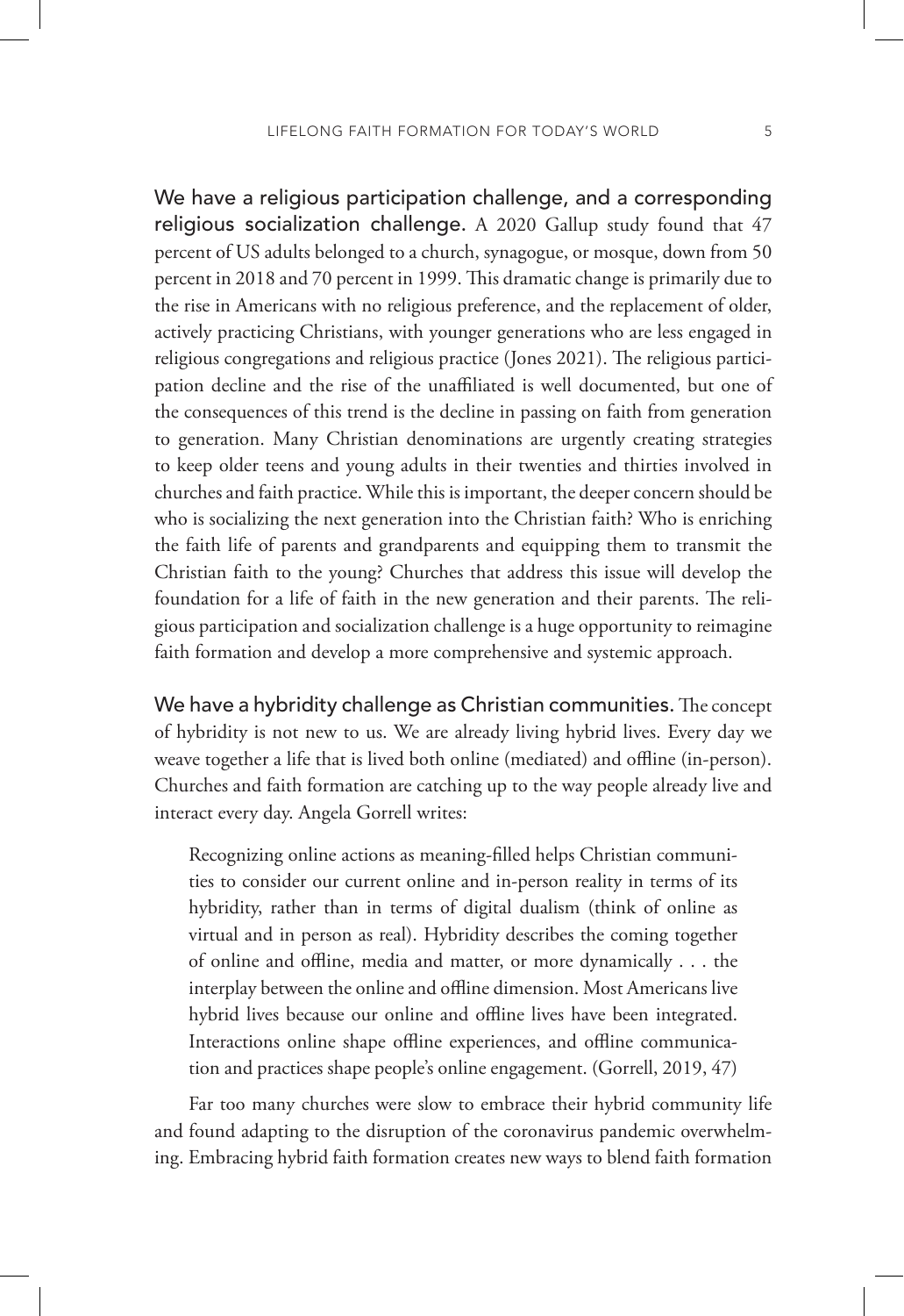**We have a religious participation challenge, and a corresponding religious socialization challenge.** A 2020 Gallup study found that 47 percent of US adults belonged to a church, synagogue, or mosque, down from 50 percent in 2018 and 70 percent in 1999. This dramatic change is primarily due to the rise in Americans with no religious preference, and the replacement of older, actively practicing Christians, with younger generations who are less engaged in religious congregations and religious practice (Jones 2021). The religious participation decline and the rise of the unaffiliated is well documented, but one of the consequences of this trend is the decline in passing on faith from generation to generation. Many Christian denominations are urgently creating strategies to keep older teens and young adults in their twenties and thirties involved in churches and faith practice. While this is important, the deeper concern should be who is socializing the next generation into the Christian faith? Who is enriching the faith life of parents and grandparents and equipping them to transmit the Christian faith to the young? Churches that address this issue will develop the foundation for a life of faith in the new generation and their parents. The religious participation and socialization challenge is a huge opportunity to reimagine faith formation and develop a more comprehensive and systemic approach.

**We have a hybridity challenge as Christian communities.** The concept of hybridity is not new to us. We are already living hybrid lives. Every day we weave together a life that is lived both online (mediated) and offline (in-person). Churches and faith formation are catching up to the way people already live and interact every day. Angela Gorrell writes:

> Recognizing online actions as meaning-filled helps Christian communities to consider our current online and in-person reality in terms of its hybridity, rather than in terms of digital dualism (think of online as virtual and in person as real). Hybridity describes the coming together of online and offline, media and matter, or more dynamically . . . the interplay between the online and offline dimension. Most Americans live hybrid lives because our online and offline lives have been integrated. Interactions online shape offline experiences, and offline communication and practices shape people's online engagement. (Gorrell, 2019, 47)

Far too many churches were slow to embrace their hybrid community life and found adapting to the disruption of the coronavirus pandemic overwhelming. Embracing hybrid faith formation creates new ways to blend faith formation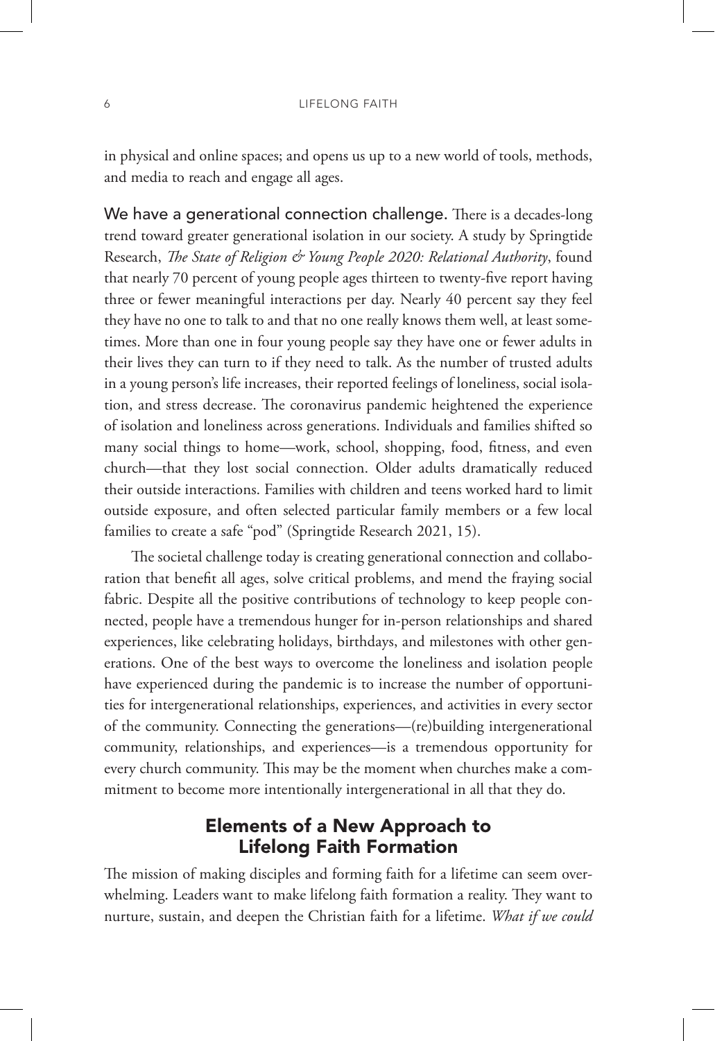in physical and online spaces; and opens us up to a new world of tools, methods, and media to reach and engage all ages.

**We have a generational connection challenge.** There is a decades-long trend toward greater generational isolation in our society. A study by Springtide Research, *The State of Religion & Young People 2020: Relational Authority*, found that nearly 70 percent of young people ages thirteen to twenty-five report having three or fewer meaningful interactions per day. Nearly 40 percent say they feel they have no one to talk to and that no one really knows them well, at least sometimes. More than one in four young people say they have one or fewer adults in their lives they can turn to if they need to talk. As the number of trusted adults in a young person's life increases, their reported feelings of loneliness, social isolation, and stress decrease. The coronavirus pandemic heightened the experience of isolation and loneliness across generations. Individuals and families shifted so many social things to home—work, school, shopping, food, fitness, and even church—that they lost social connection. Older adults dramatically reduced their outside interactions. Families with children and teens worked hard to limit outside exposure, and often selected particular family members or a few local families to create a safe "pod" (Springtide Research 2021, 15).

The societal challenge today is creating generational connection and collaboration that benefit all ages, solve critical problems, and mend the fraying social fabric. Despite all the positive contributions of technology to keep people connected, people have a tremendous hunger for in-person relationships and shared experiences, like celebrating holidays, birthdays, and milestones with other generations. One of the best ways to overcome the loneliness and isolation people have experienced during the pandemic is to increase the number of opportunities for intergenerational relationships, experiences, and activities in every sector of the community. Connecting the generations—(re)building intergenerational community, relationships, and experiences—is a tremendous opportunity for every church community. This may be the moment when churches make a commitment to become more intentionally intergenerational in all that they do.

## Elements of a New Approach to Lifelong Faith Formation

The mission of making disciples and forming faith for a lifetime can seem overwhelming. Leaders want to make lifelong faith formation a reality. They want to nurture, sustain, and deepen the Christian faith for a lifetime. *What if we could*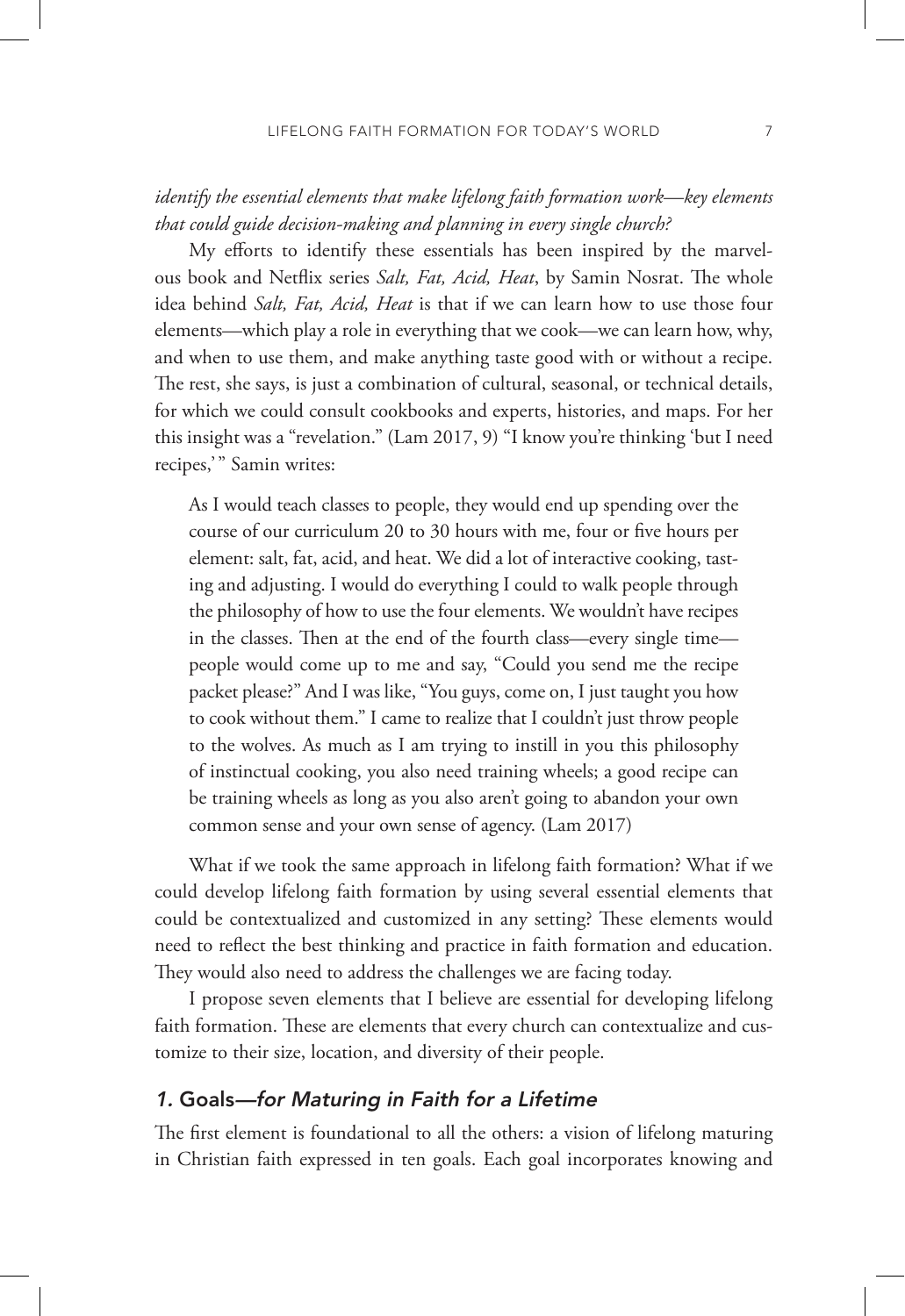*identify the essential elements that make lifelong faith formation work—key elements that could guide decision-making and planning in every single church?*

My efforts to identify these essentials has been inspired by the marvelous book and Netflix series *Salt, Fat, Acid, Heat*, by Samin Nosrat. The whole idea behind *Salt, Fat, Acid, Heat* is that if we can learn how to use those four elements—which play a role in everything that we cook—we can learn how, why, and when to use them, and make anything taste good with or without a recipe. The rest, she says, is just a combination of cultural, seasonal, or technical details, for which we could consult cookbooks and experts, histories, and maps. For her this insight was a "revelation." (Lam 2017, 9) "I know you're thinking 'but I need recipes,' " Samin writes:

> As I would teach classes to people, they would end up spending over the course of our curriculum 20 to 30 hours with me, four or five hours per element: salt, fat, acid, and heat. We did a lot of interactive cooking, tasting and adjusting. I would do everything I could to walk people through the philosophy of how to use the four elements. We wouldn't have recipes in the classes. Then at the end of the fourth class—every single time—people would come up to me and say, "Could you send me the recipe packet please?" And I was like, "You guys, come on, I just taught you how to cook without them." I came to realize that I couldn't just throw people to the wolves. As much as I am trying to instill in you this philosophy of instinctual cooking, you also need training wheels; a good recipe can be training wheels as long as you also aren't going to abandon your own common sense and your own sense of agency. (Lam 2017)

What if we took the same approach in lifelong faith formation? What if we could develop lifelong faith formation by using several essential elements that could be contextualized and customized in any setting? These elements would need to reflect the best thinking and practice in faith formation and education. They would also need to address the challenges we are facing today.

I propose seven elements that I believe are essential for developing lifelong faith formation. These are elements that every church can contextualize and customize to their size, location, and diversity of their people.

### 1. Goals—*for Maturing in Faith for a Lifetime*

The first element is foundational to all the others: a vision of lifelong maturing in Christian faith expressed in ten goals. Each goal incorporates knowing and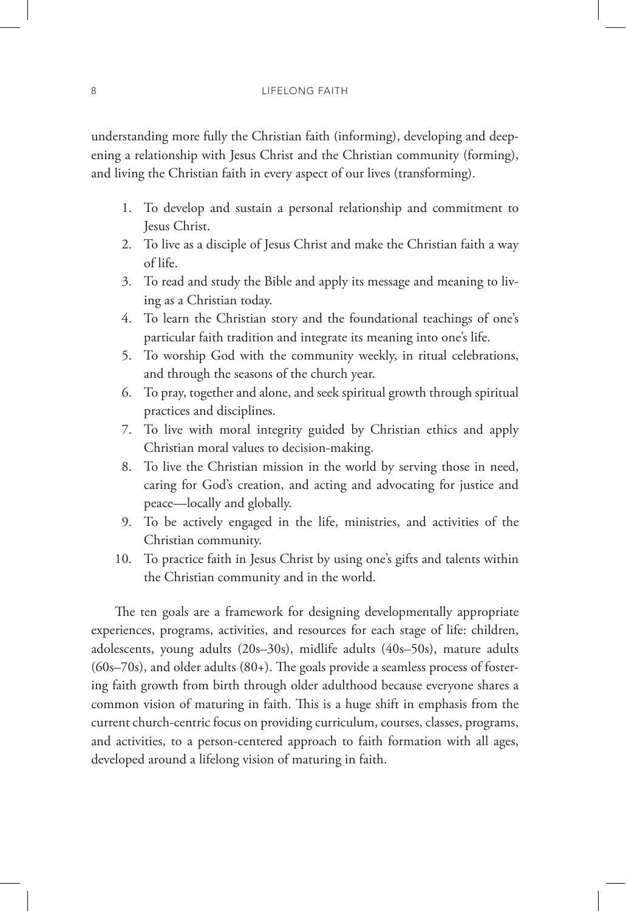understanding more fully the Christian faith (informing), developing and deepening a relationship with Jesus Christ and the Christian community (forming), and living the Christian faith in every aspect of our lives (transforming).

1. To develop and sustain a personal relationship and commitment to Jesus Christ.
2. To live as a disciple of Jesus Christ and make the Christian faith a way of life.
3. To read and study the Bible and apply its message and meaning to living as a Christian today.
4. To learn the Christian story and the foundational teachings of one's particular faith tradition and integrate its meaning into one's life.
5. To worship God with the community weekly, in ritual celebrations, and through the seasons of the church year.
6. To pray, together and alone, and seek spiritual growth through spiritual practices and disciplines.
7. To live with moral integrity guided by Christian ethics and apply Christian moral values to decision-making.
8. To live the Christian mission in the world by serving those in need, caring for God's creation, and acting and advocating for justice and peace—locally and globally.
9. To be actively engaged in the life, ministries, and activities of the Christian community.
10. To practice faith in Jesus Christ by using one's gifts and talents within the Christian community and in the world.

The ten goals are a framework for designing developmentally appropriate experiences, programs, activities, and resources for each stage of life: children, adolescents, young adults (20s–30s), midlife adults (40s–50s), mature adults (60s–70s), and older adults (80+). The goals provide a seamless process of fostering faith growth from birth through older adulthood because everyone shares a common vision of maturing in faith. This is a huge shift in emphasis from the current church-centric focus on providing curriculum, courses, classes, programs, and activities, to a person-centered approach to faith formation with all ages, developed around a lifelong vision of maturing in faith.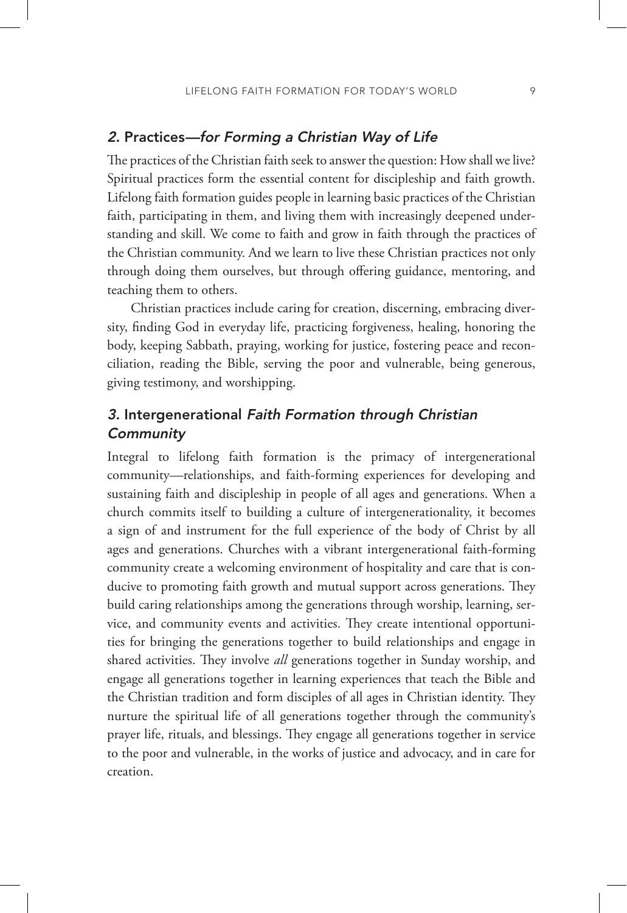## *2.* Practices—*for Forming a Christian Way of Life*

The practices of the Christian faith seek to answer the question: How shall we live? Spiritual practices form the essential content for discipleship and faith growth. Lifelong faith formation guides people in learning basic practices of the Christian faith, participating in them, and living them with increasingly deepened understanding and skill. We come to faith and grow in faith through the practices of the Christian community. And we learn to live these Christian practices not only through doing them ourselves, but through offering guidance, mentoring, and teaching them to others.

Christian practices include caring for creation, discerning, embracing diversity, finding God in everyday life, practicing forgiveness, healing, honoring the body, keeping Sabbath, praying, working for justice, fostering peace and reconciliation, reading the Bible, serving the poor and vulnerable, being generous, giving testimony, and worshipping.

## *3.* Intergenerational *Faith Formation through Christian Community*

Integral to lifelong faith formation is the primacy of intergenerational community—relationships, and faith-forming experiences for developing and sustaining faith and discipleship in people of all ages and generations. When a church commits itself to building a culture of intergenerationality, it becomes a sign of and instrument for the full experience of the body of Christ by all ages and generations. Churches with a vibrant intergenerational faith-forming community create a welcoming environment of hospitality and care that is conducive to promoting faith growth and mutual support across generations. They build caring relationships among the generations through worship, learning, service, and community events and activities. They create intentional opportunities for bringing the generations together to build relationships and engage in shared activities. They involve *all* generations together in Sunday worship, and engage all generations together in learning experiences that teach the Bible and the Christian tradition and form disciples of all ages in Christian identity. They nurture the spiritual life of all generations together through the community's prayer life, rituals, and blessings. They engage all generations together in service to the poor and vulnerable, in the works of justice and advocacy, and in care for creation.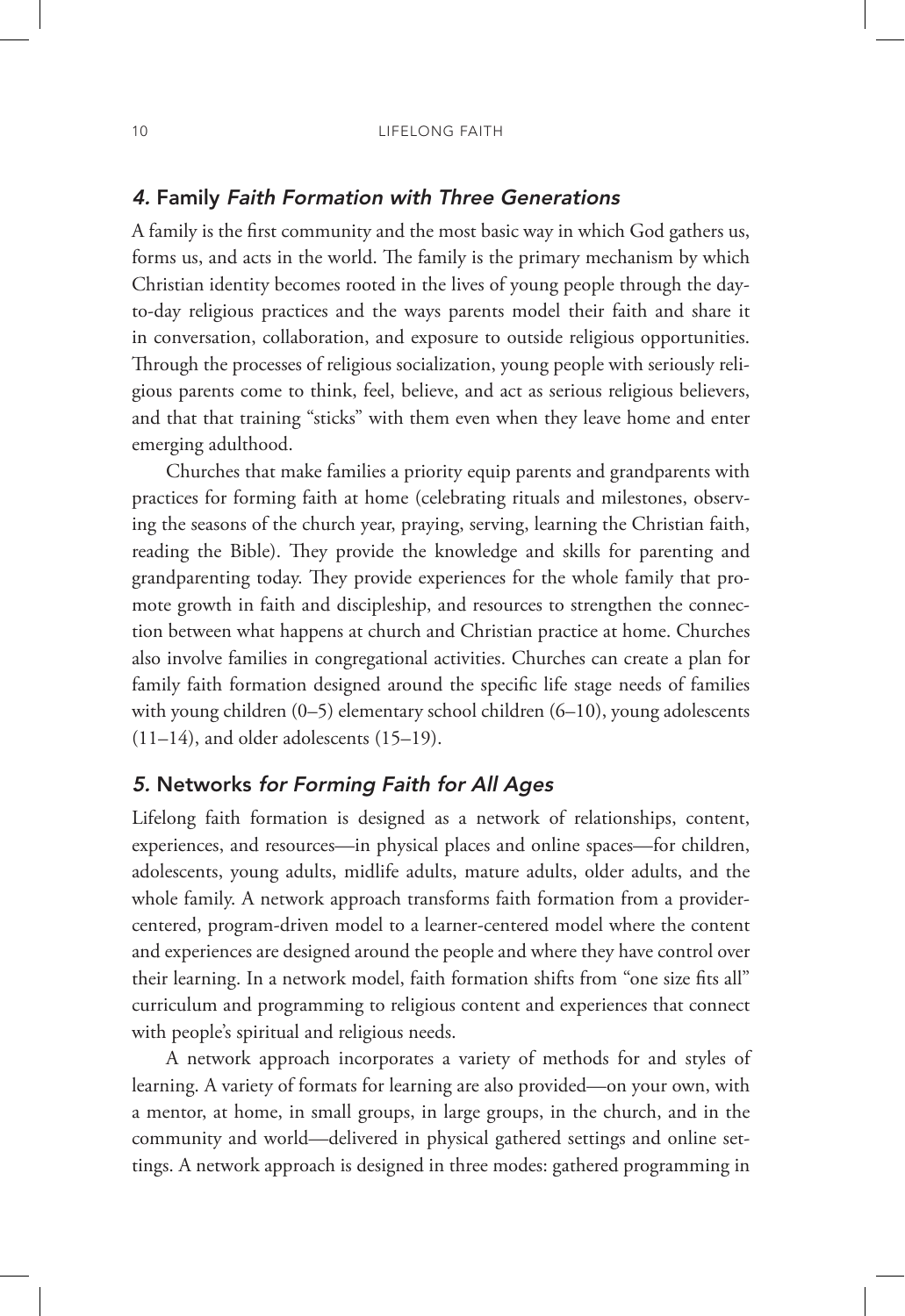## *4.* Family *Faith Formation with Three Generations*

A family is the first community and the most basic way in which God gathers us, forms us, and acts in the world. The family is the primary mechanism by which Christian identity becomes rooted in the lives of young people through the day-to-day religious practices and the ways parents model their faith and share it in conversation, collaboration, and exposure to outside religious opportunities. Through the processes of religious socialization, young people with seriously religious parents come to think, feel, believe, and act as serious religious believers, and that that training "sticks" with them even when they leave home and enter emerging adulthood.

Churches that make families a priority equip parents and grandparents with practices for forming faith at home (celebrating rituals and milestones, observing the seasons of the church year, praying, serving, learning the Christian faith, reading the Bible). They provide the knowledge and skills for parenting and grandparenting today. They provide experiences for the whole family that promote growth in faith and discipleship, and resources to strengthen the connection between what happens at church and Christian practice at home. Churches also involve families in congregational activities. Churches can create a plan for family faith formation designed around the specific life stage needs of families with young children (0–5) elementary school children (6–10), young adolescents (11–14), and older adolescents (15–19).

## *5.* Networks *for Forming Faith for All Ages*

Lifelong faith formation is designed as a network of relationships, content, experiences, and resources—in physical places and online spaces—for children, adolescents, young adults, midlife adults, mature adults, older adults, and the whole family. A network approach transforms faith formation from a provider-centered, program-driven model to a learner-centered model where the content and experiences are designed around the people and where they have control over their learning. In a network model, faith formation shifts from "one size fits all" curriculum and programming to religious content and experiences that connect with people's spiritual and religious needs.

A network approach incorporates a variety of methods for and styles of learning. A variety of formats for learning are also provided—on your own, with a mentor, at home, in small groups, in large groups, in the church, and in the community and world—delivered in physical gathered settings and online settings. A network approach is designed in three modes: gathered programming in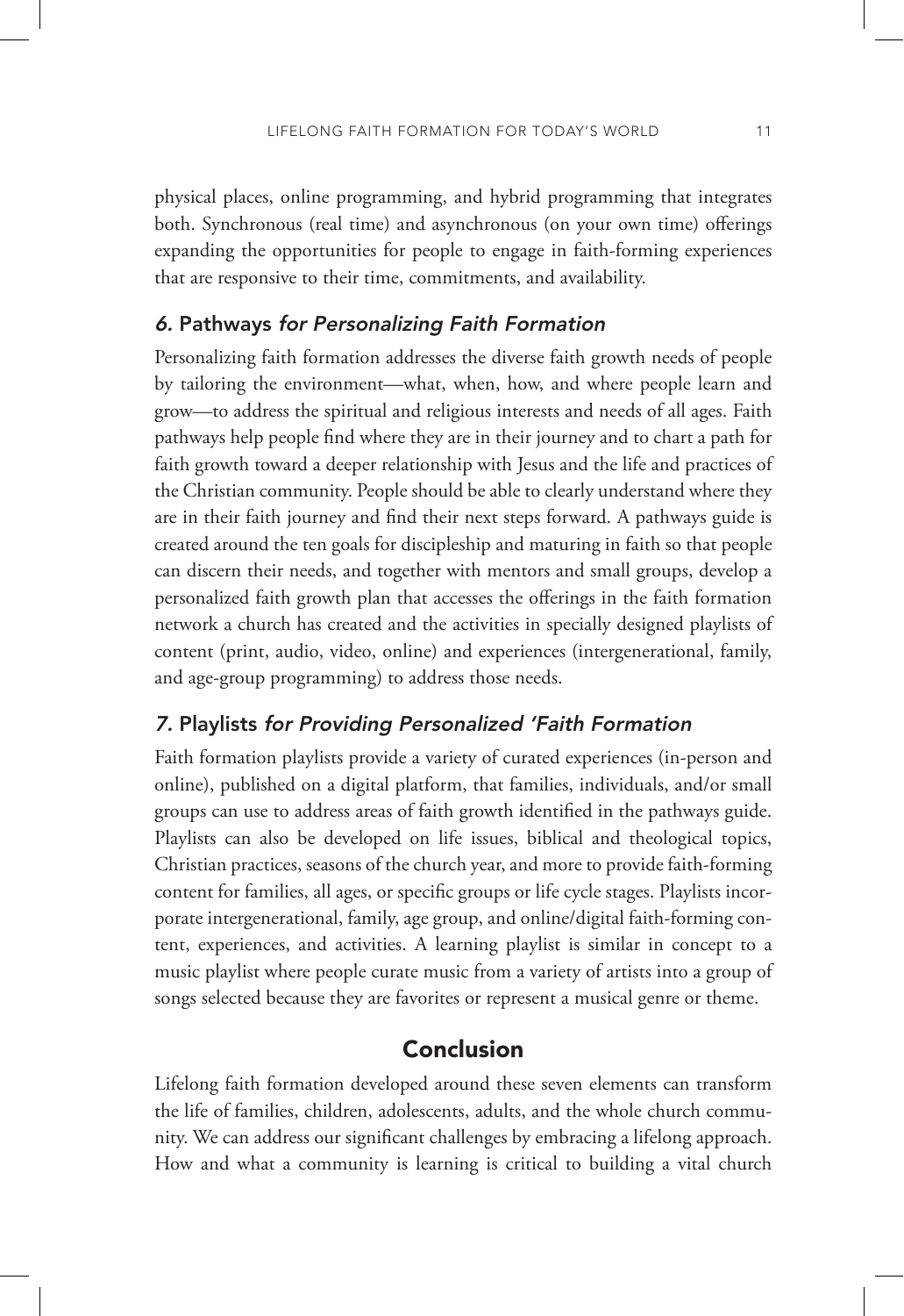physical places, online programming, and hybrid programming that integrates both. Synchronous (real time) and asynchronous (on your own time) offerings expanding the opportunities for people to engage in faith-forming experiences that are responsive to their time, commitments, and availability.

### *6.* Pathways *for Personalizing Faith Formation*

Personalizing faith formation addresses the diverse faith growth needs of people by tailoring the environment—what, when, how, and where people learn and grow—to address the spiritual and religious interests and needs of all ages. Faith pathways help people find where they are in their journey and to chart a path for faith growth toward a deeper relationship with Jesus and the life and practices of the Christian community. People should be able to clearly understand where they are in their faith journey and find their next steps forward. A pathways guide is created around the ten goals for discipleship and maturing in faith so that people can discern their needs, and together with mentors and small groups, develop a personalized faith growth plan that accesses the offerings in the faith formation network a church has created and the activities in specially designed playlists of content (print, audio, video, online) and experiences (intergenerational, family, and age-group programming) to address those needs.

### *7.* Playlists *for Providing Personalized 'Faith Formation*

Faith formation playlists provide a variety of curated experiences (in-person and online), published on a digital platform, that families, individuals, and/or small groups can use to address areas of faith growth identified in the pathways guide. Playlists can also be developed on life issues, biblical and theological topics, Christian practices, seasons of the church year, and more to provide faith-forming content for families, all ages, or specific groups or life cycle stages. Playlists incorporate intergenerational, family, age group, and online/digital faith-forming content, experiences, and activities. A learning playlist is similar in concept to a music playlist where people curate music from a variety of artists into a group of songs selected because they are favorites or represent a musical genre or theme.

## Conclusion

Lifelong faith formation developed around these seven elements can transform the life of families, children, adolescents, adults, and the whole church community. We can address our significant challenges by embracing a lifelong approach. How and what a community is learning is critical to building a vital church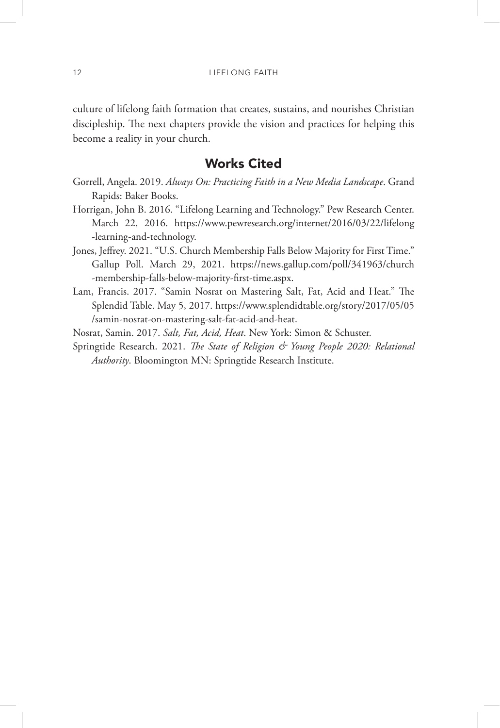culture of lifelong faith formation that creates, sustains, and nourishes Christian discipleship. The next chapters provide the vision and practices for helping this become a reality in your church.

## Works Cited

Gorrell, Angela. 2019. *Always On: Practicing Faith in a New Media Landscape*. Grand Rapids: Baker Books.

Horrigan, John B. 2016. "Lifelong Learning and Technology." Pew Research Center. March 22, 2016. https://www.pewresearch.org/internet/2016/03/22/lifelong-learning-and-technology.

Jones, Jeffrey. 2021. "U.S. Church Membership Falls Below Majority for First Time." Gallup Poll. March 29, 2021. https://news.gallup.com/poll/341963/church-membership-falls-below-majority-first-time.aspx.

Lam, Francis. 2017. "Samin Nosrat on Mastering Salt, Fat, Acid and Heat." The Splendid Table. May 5, 2017. https://www.splendidtable.org/story/2017/05/05/samin-nosrat-on-mastering-salt-fat-acid-and-heat.

Nosrat, Samin. 2017. *Salt, Fat, Acid, Heat*. New York: Simon & Schuster.

Springtide Research. 2021. *The State of Religion & Young People 2020: Relational Authority*. Bloomington MN: Springtide Research Institute.